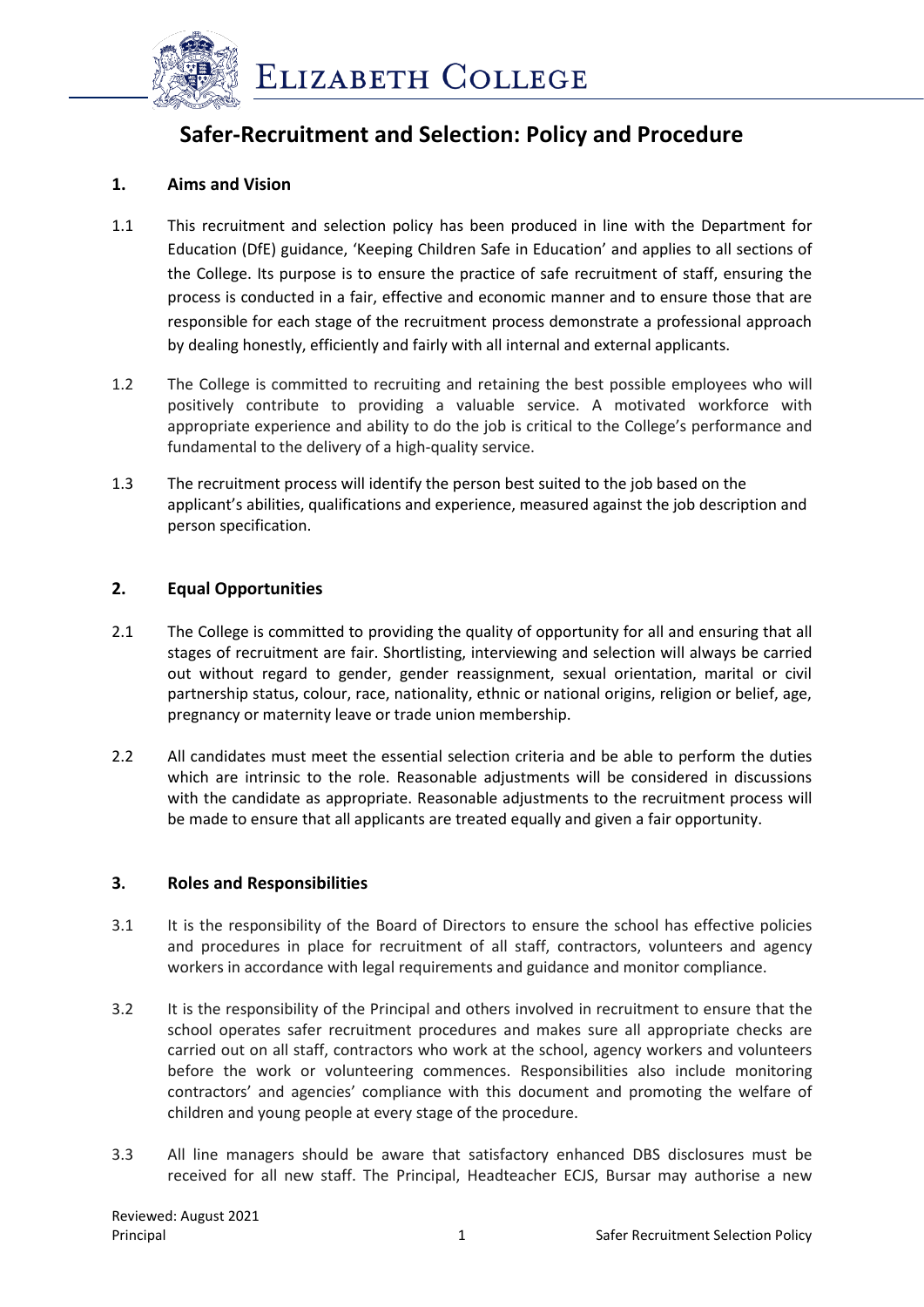# Safer-Recruitment and Selection: Policy and Procedure

## 1. Aims and Vision

1.1 This recruitment and selection policy has been produced in line with the Department for Education (DfE) guidance, 'Keeping Children Safe in Education' and applies to all sections of the College. Its purpose is to ensure the practice of safe recruitment of staff, ensuring the process is conducted in a fair, effective and economic manner and to ensure those that are responsible for each stage of the recruitment process demonstrate a professional approach by dealing honestly, efficiently and fairly with all internal and external applicants.

1.2 The College is committed to recruiting and retaining the best possible employees who will positively contribute to providing a valuable service. A motivated workforce with appropriate experience and ability to do the job is critical to the College's performance and fundamental to the delivery of a high-quality service.

1.3 The recruitment process will identify the person best suited to the job based on the applicant's abilities, qualifications and experience, measured against the job description and person specification.

## 2. Equal Opportunities

2.1 The College is committed to providing the quality of opportunity for all and ensuring that all stages of recruitment are fair. Shortlisting, interviewing and selection will always be carried out without regard to gender, gender reassignment, sexual orientation, marital or civil partnership status, colour, race, nationality, ethnic or national origins, religion or belief, age, pregnancy or maternity leave or trade union membership.

2.2 All candidates must meet the essential selection criteria and be able to perform the duties which are intrinsic to the role. Reasonable adjustments will be considered in discussions with the candidate as appropriate. Reasonable adjustments to the recruitment process will be made to ensure that all applicants are treated equally and given a fair opportunity.

## 3. Roles and Responsibilities

3.1 It is the responsibility of the Board of Directors to ensure the school has effective policies and procedures in place for recruitment of all staff, contractors, volunteers and agency workers in accordance with legal requirements and guidance and monitor compliance.

3.2 It is the responsibility of the Principal and others involved in recruitment to ensure that the school operates safer recruitment procedures and makes sure all appropriate checks are carried out on all staff, contractors who work at the school, agency workers and volunteers before the work or volunteering commences. Responsibilities also include monitoring contractors' and agencies' compliance with this document and promoting the welfare of children and young people at every stage of the procedure.

3.3 All line managers should be aware that satisfactory enhanced DBS disclosures must be received for all new staff. The Principal, Headteacher ECJS, Bursar may authorise a new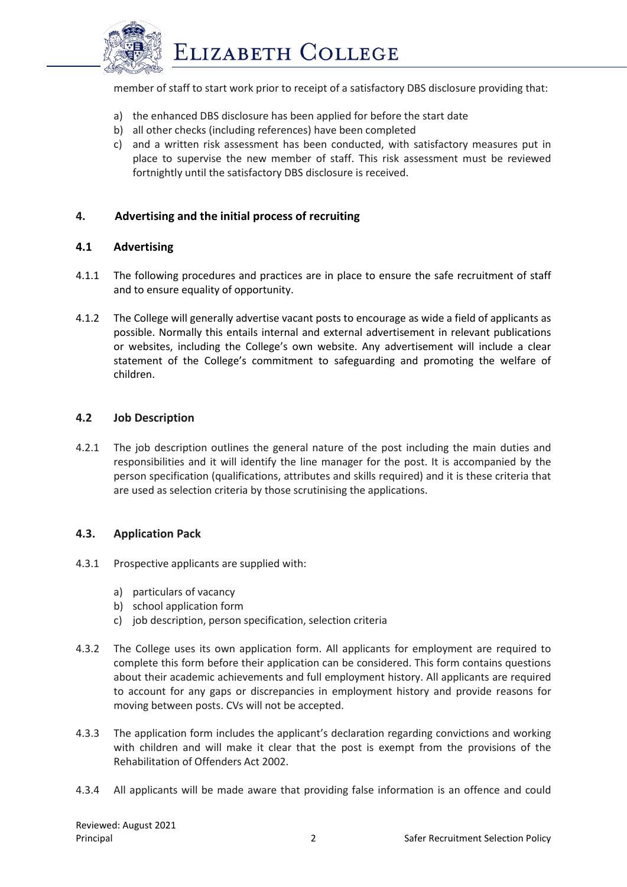member of staff to start work prior to receipt of a satisfactory DBS disclosure providing that:

a) the enhanced DBS disclosure has been applied for before the start date
b) all other checks (including references) have been completed
c) and a written risk assessment has been conducted, with satisfactory measures put in place to supervise the new member of staff. This risk assessment must be reviewed fortnightly until the satisfactory DBS disclosure is received.

## 4. Advertising and the initial process of recruiting

### 4.1 Advertising

4.1.1 The following procedures and practices are in place to ensure the safe recruitment of staff and to ensure equality of opportunity.

4.1.2 The College will generally advertise vacant posts to encourage as wide a field of applicants as possible. Normally this entails internal and external advertisement in relevant publications or websites, including the College's own website. Any advertisement will include a clear statement of the College's commitment to safeguarding and promoting the welfare of children.

### 4.2 Job Description

4.2.1 The job description outlines the general nature of the post including the main duties and responsibilities and it will identify the line manager for the post. It is accompanied by the person specification (qualifications, attributes and skills required) and it is these criteria that are used as selection criteria by those scrutinising the applications.

### 4.3. Application Pack

4.3.1 Prospective applicants are supplied with:

a) particulars of vacancy
b) school application form
c) job description, person specification, selection criteria

4.3.2 The College uses its own application form. All applicants for employment are required to complete this form before their application can be considered. This form contains questions about their academic achievements and full employment history. All applicants are required to account for any gaps or discrepancies in employment history and provide reasons for moving between posts. CVs will not be accepted.

4.3.3 The application form includes the applicant's declaration regarding convictions and working with children and will make it clear that the post is exempt from the provisions of the Rehabilitation of Offenders Act 2002.

4.3.4 All applicants will be made aware that providing false information is an offence and could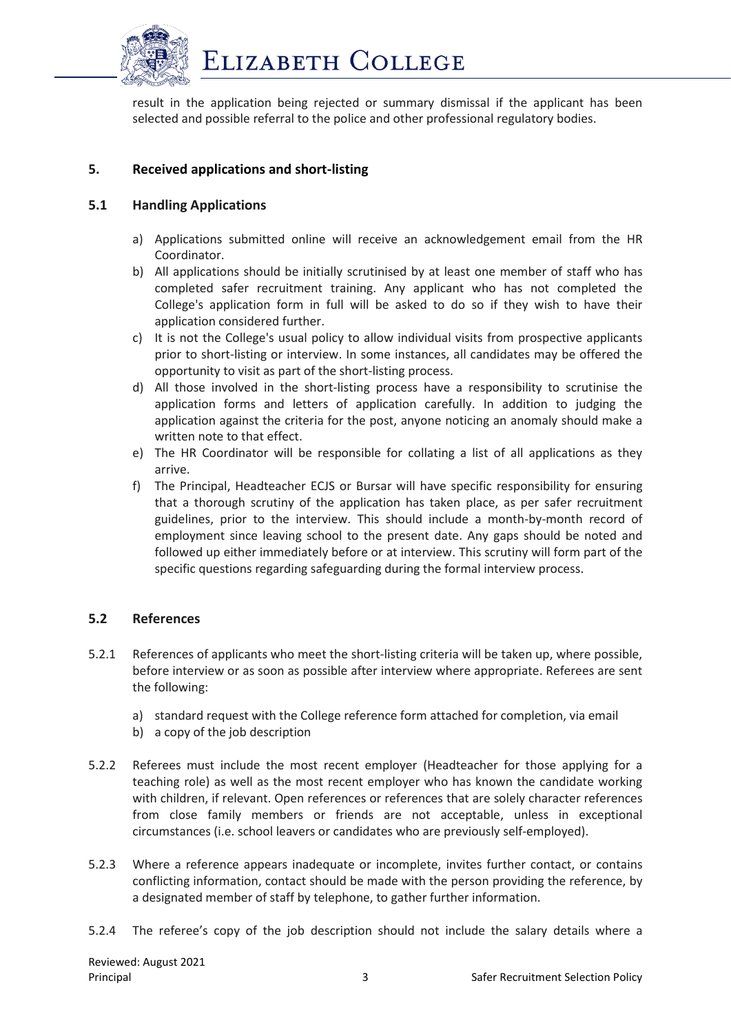result in the application being rejected or summary dismissal if the applicant has been selected and possible referral to the police and other professional regulatory bodies.

## 5. Received applications and short-listing

### 5.1 Handling Applications

a) Applications submitted online will receive an acknowledgement email from the HR Coordinator.
b) All applications should be initially scrutinised by at least one member of staff who has completed safer recruitment training. Any applicant who has not completed the College's application form in full will be asked to do so if they wish to have their application considered further.
c) It is not the College's usual policy to allow individual visits from prospective applicants prior to short-listing or interview. In some instances, all candidates may be offered the opportunity to visit as part of the short-listing process.
d) All those involved in the short-listing process have a responsibility to scrutinise the application forms and letters of application carefully. In addition to judging the application against the criteria for the post, anyone noticing an anomaly should make a written note to that effect.
e) The HR Coordinator will be responsible for collating a list of all applications as they arrive.
f) The Principal, Headteacher ECJS or Bursar will have specific responsibility for ensuring that a thorough scrutiny of the application has taken place, as per safer recruitment guidelines, prior to the interview. This should include a month-by-month record of employment since leaving school to the present date. Any gaps should be noted and followed up either immediately before or at interview. This scrutiny will form part of the specific questions regarding safeguarding during the formal interview process.

### 5.2 References

5.2.1 References of applicants who meet the short-listing criteria will be taken up, where possible, before interview or as soon as possible after interview where appropriate. Referees are sent the following:

a) standard request with the College reference form attached for completion, via email
b) a copy of the job description

5.2.2 Referees must include the most recent employer (Headteacher for those applying for a teaching role) as well as the most recent employer who has known the candidate working with children, if relevant. Open references or references that are solely character references from close family members or friends are not acceptable, unless in exceptional circumstances (i.e. school leavers or candidates who are previously self-employed).

5.2.3 Where a reference appears inadequate or incomplete, invites further contact, or contains conflicting information, contact should be made with the person providing the reference, by a designated member of staff by telephone, to gather further information.

5.2.4 The referee's copy of the job description should not include the salary details where a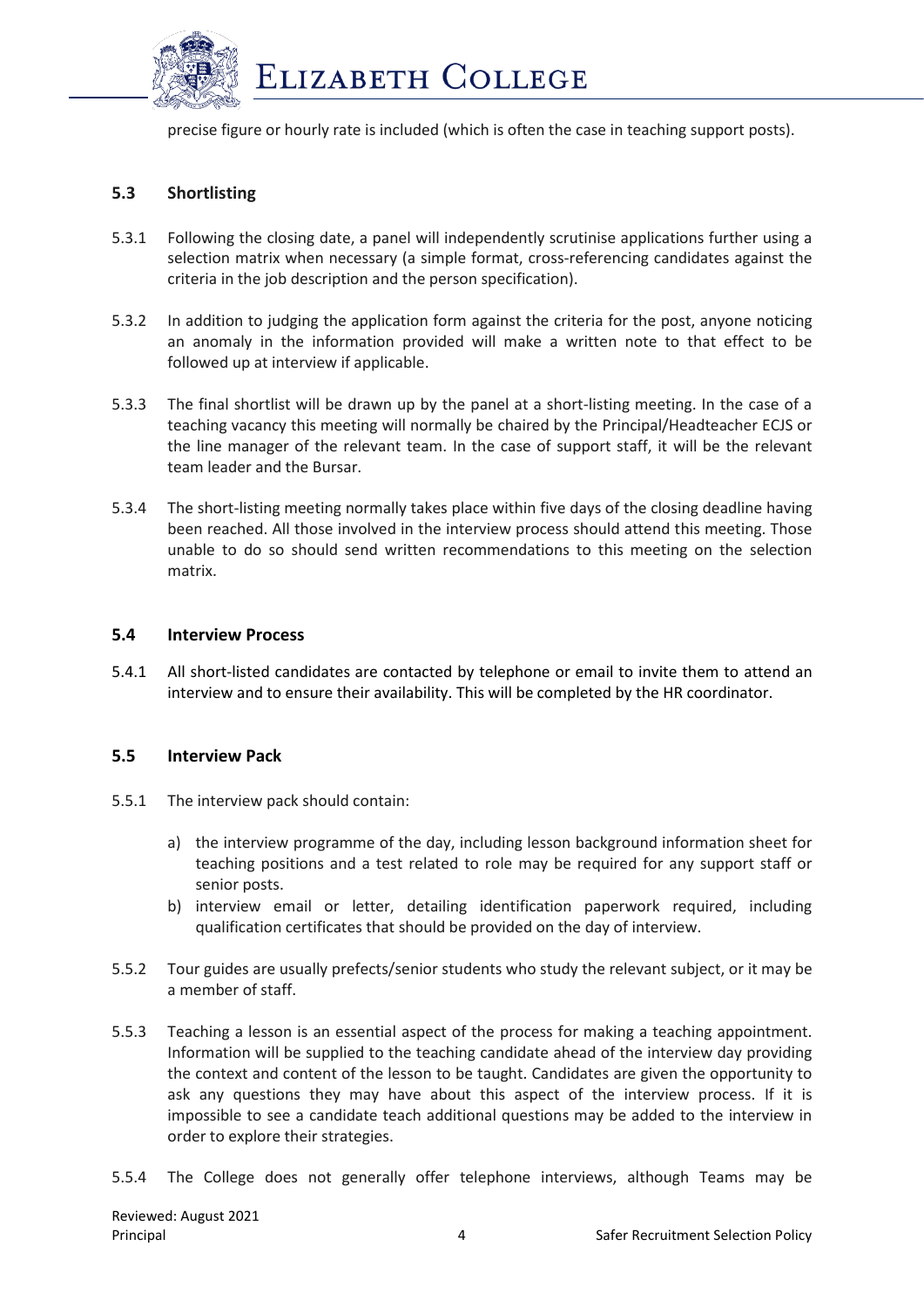precise figure or hourly rate is included (which is often the case in teaching support posts).

### 5.3 Shortlisting

5.3.1 Following the closing date, a panel will independently scrutinise applications further using a selection matrix when necessary (a simple format, cross-referencing candidates against the criteria in the job description and the person specification).

5.3.2 In addition to judging the application form against the criteria for the post, anyone noticing an anomaly in the information provided will make a written note to that effect to be followed up at interview if applicable.

5.3.3 The final shortlist will be drawn up by the panel at a short-listing meeting. In the case of a teaching vacancy this meeting will normally be chaired by the Principal/Headteacher ECJS or the line manager of the relevant team. In the case of support staff, it will be the relevant team leader and the Bursar.

5.3.4 The short-listing meeting normally takes place within five days of the closing deadline having been reached. All those involved in the interview process should attend this meeting. Those unable to do so should send written recommendations to this meeting on the selection matrix.

### 5.4 Interview Process

5.4.1 All short-listed candidates are contacted by telephone or email to invite them to attend an interview and to ensure their availability. This will be completed by the HR coordinator.

### 5.5 Interview Pack

5.5.1 The interview pack should contain:

a) the interview programme of the day, including lesson background information sheet for teaching positions and a test related to role may be required for any support staff or senior posts.
b) interview email or letter, detailing identification paperwork required, including qualification certificates that should be provided on the day of interview.

5.5.2 Tour guides are usually prefects/senior students who study the relevant subject, or it may be a member of staff.

5.5.3 Teaching a lesson is an essential aspect of the process for making a teaching appointment. Information will be supplied to the teaching candidate ahead of the interview day providing the context and content of the lesson to be taught. Candidates are given the opportunity to ask any questions they may have about this aspect of the interview process. If it is impossible to see a candidate teach additional questions may be added to the interview in order to explore their strategies.

5.5.4 The College does not generally offer telephone interviews, although Teams may be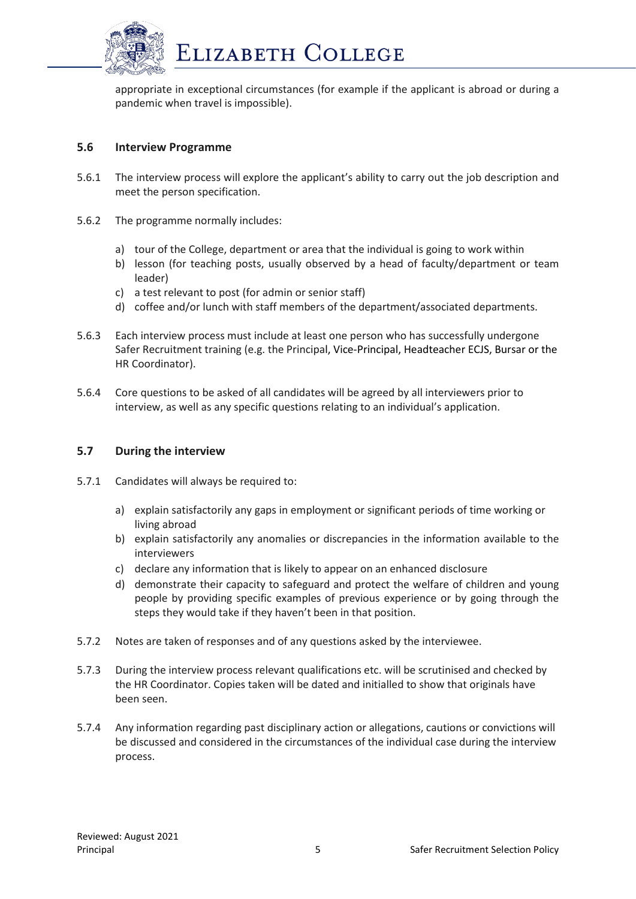appropriate in exceptional circumstances (for example if the applicant is abroad or during a pandemic when travel is impossible).

### 5.6 Interview Programme

5.6.1 The interview process will explore the applicant's ability to carry out the job description and meet the person specification.

5.6.2 The programme normally includes:

a) tour of the College, department or area that the individual is going to work within
b) lesson (for teaching posts, usually observed by a head of faculty/department or team leader)
c) a test relevant to post (for admin or senior staff)
d) coffee and/or lunch with staff members of the department/associated departments.

5.6.3 Each interview process must include at least one person who has successfully undergone Safer Recruitment training (e.g. the Principal, Vice-Principal, Headteacher ECJS, Bursar or the HR Coordinator).

5.6.4 Core questions to be asked of all candidates will be agreed by all interviewers prior to interview, as well as any specific questions relating to an individual's application.

### 5.7 During the interview

5.7.1 Candidates will always be required to:

a) explain satisfactorily any gaps in employment or significant periods of time working or living abroad
b) explain satisfactorily any anomalies or discrepancies in the information available to the interviewers
c) declare any information that is likely to appear on an enhanced disclosure
d) demonstrate their capacity to safeguard and protect the welfare of children and young people by providing specific examples of previous experience or by going through the steps they would take if they haven't been in that position.

5.7.2 Notes are taken of responses and of any questions asked by the interviewee.

5.7.3 During the interview process relevant qualifications etc. will be scrutinised and checked by the HR Coordinator. Copies taken will be dated and initialled to show that originals have been seen.

5.7.4 Any information regarding past disciplinary action or allegations, cautions or convictions will be discussed and considered in the circumstances of the individual case during the interview process.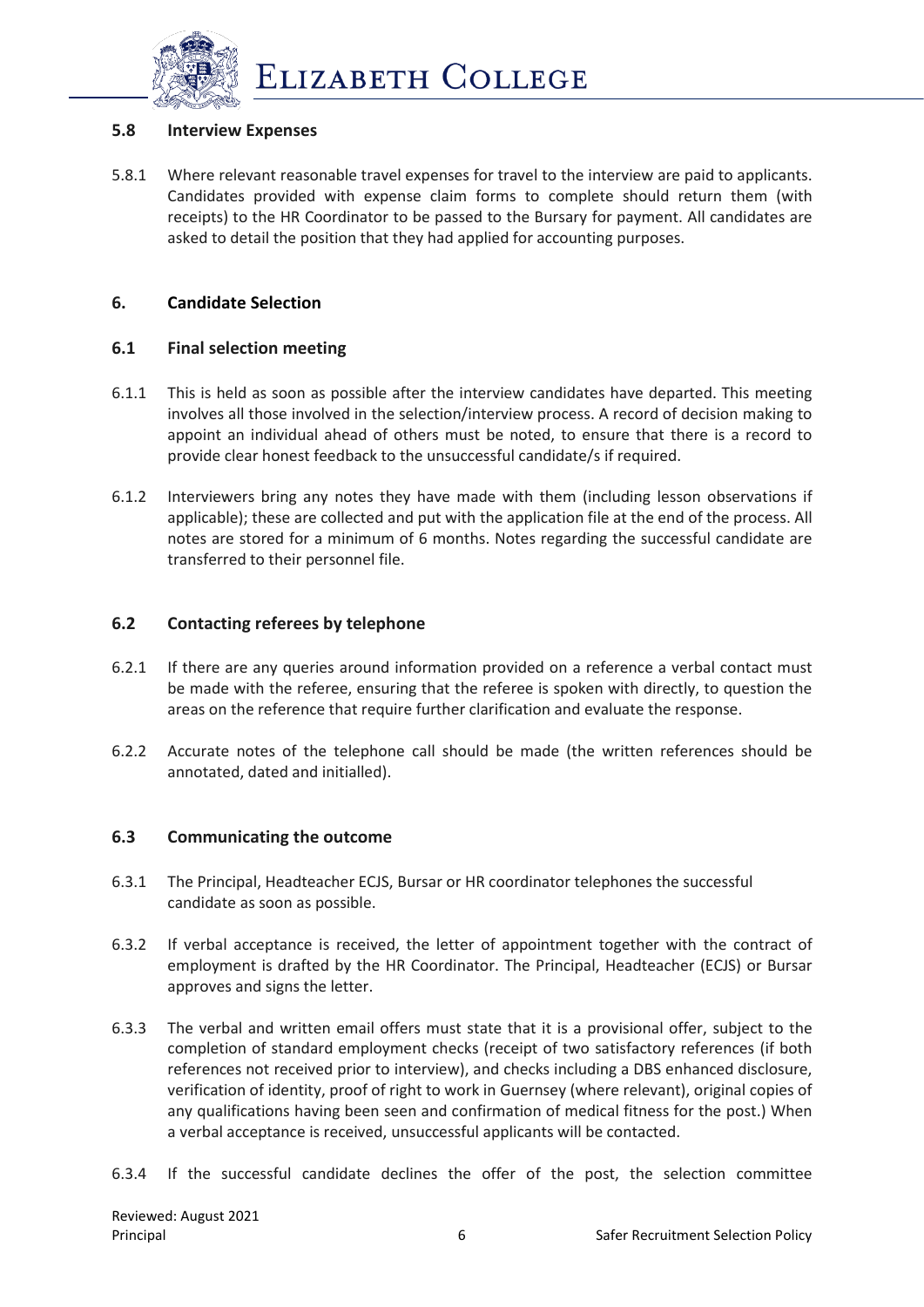### 5.8 Interview Expenses

5.8.1 Where relevant reasonable travel expenses for travel to the interview are paid to applicants. Candidates provided with expense claim forms to complete should return them (with receipts) to the HR Coordinator to be passed to the Bursary for payment. All candidates are asked to detail the position that they had applied for accounting purposes.

## 6. Candidate Selection

### 6.1 Final selection meeting

6.1.1 This is held as soon as possible after the interview candidates have departed. This meeting involves all those involved in the selection/interview process. A record of decision making to appoint an individual ahead of others must be noted, to ensure that there is a record to provide clear honest feedback to the unsuccessful candidate/s if required.

6.1.2 Interviewers bring any notes they have made with them (including lesson observations if applicable); these are collected and put with the application file at the end of the process. All notes are stored for a minimum of 6 months. Notes regarding the successful candidate are transferred to their personnel file.

### 6.2 Contacting referees by telephone

6.2.1 If there are any queries around information provided on a reference a verbal contact must be made with the referee, ensuring that the referee is spoken with directly, to question the areas on the reference that require further clarification and evaluate the response.

6.2.2 Accurate notes of the telephone call should be made (the written references should be annotated, dated and initialled).

### 6.3 Communicating the outcome

6.3.1 The Principal, Headteacher ECJS, Bursar or HR coordinator telephones the successful candidate as soon as possible.

6.3.2 If verbal acceptance is received, the letter of appointment together with the contract of employment is drafted by the HR Coordinator. The Principal, Headteacher (ECJS) or Bursar approves and signs the letter.

6.3.3 The verbal and written email offers must state that it is a provisional offer, subject to the completion of standard employment checks (receipt of two satisfactory references (if both references not received prior to interview), and checks including a DBS enhanced disclosure, verification of identity, proof of right to work in Guernsey (where relevant), original copies of any qualifications having been seen and confirmation of medical fitness for the post.) When a verbal acceptance is received, unsuccessful applicants will be contacted.

6.3.4 If the successful candidate declines the offer of the post, the selection committee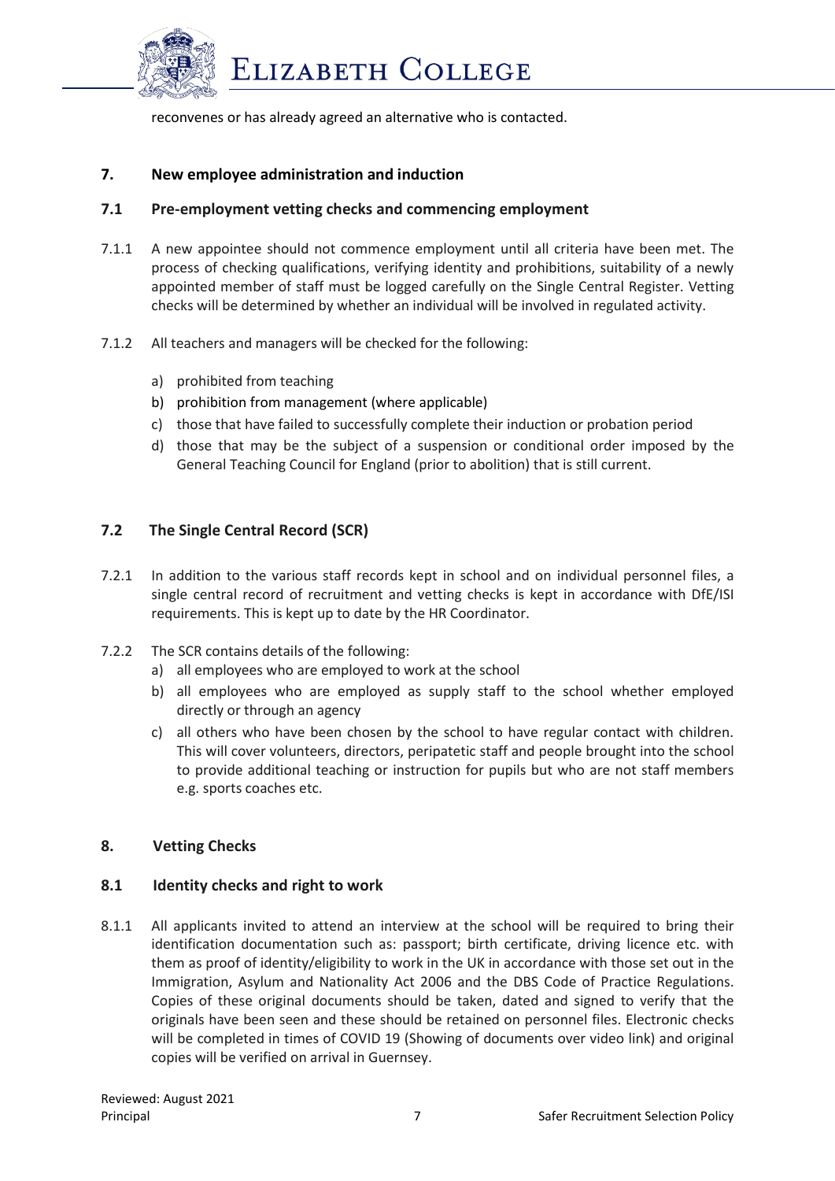reconvenes or has already agreed an alternative who is contacted.

## 7. New employee administration and induction

### 7.1 Pre-employment vetting checks and commencing employment

7.1.1 A new appointee should not commence employment until all criteria have been met. The process of checking qualifications, verifying identity and prohibitions, suitability of a newly appointed member of staff must be logged carefully on the Single Central Register. Vetting checks will be determined by whether an individual will be involved in regulated activity.

7.1.2 All teachers and managers will be checked for the following:

a) prohibited from teaching
b) prohibition from management (where applicable)
c) those that have failed to successfully complete their induction or probation period
d) those that may be the subject of a suspension or conditional order imposed by the General Teaching Council for England (prior to abolition) that is still current.

### 7.2 The Single Central Record (SCR)

7.2.1 In addition to the various staff records kept in school and on individual personnel files, a single central record of recruitment and vetting checks is kept in accordance with DfE/ISI requirements. This is kept up to date by the HR Coordinator.

7.2.2 The SCR contains details of the following:

a) all employees who are employed to work at the school
b) all employees who are employed as supply staff to the school whether employed directly or through an agency
c) all others who have been chosen by the school to have regular contact with children. This will cover volunteers, directors, peripatetic staff and people brought into the school to provide additional teaching or instruction for pupils but who are not staff members e.g. sports coaches etc.

## 8. Vetting Checks

### 8.1 Identity checks and right to work

8.1.1 All applicants invited to attend an interview at the school will be required to bring their identification documentation such as: passport; birth certificate, driving licence etc. with them as proof of identity/eligibility to work in the UK in accordance with those set out in the Immigration, Asylum and Nationality Act 2006 and the DBS Code of Practice Regulations. Copies of these original documents should be taken, dated and signed to verify that the originals have been seen and these should be retained on personnel files. Electronic checks will be completed in times of COVID 19 (Showing of documents over video link) and original copies will be verified on arrival in Guernsey.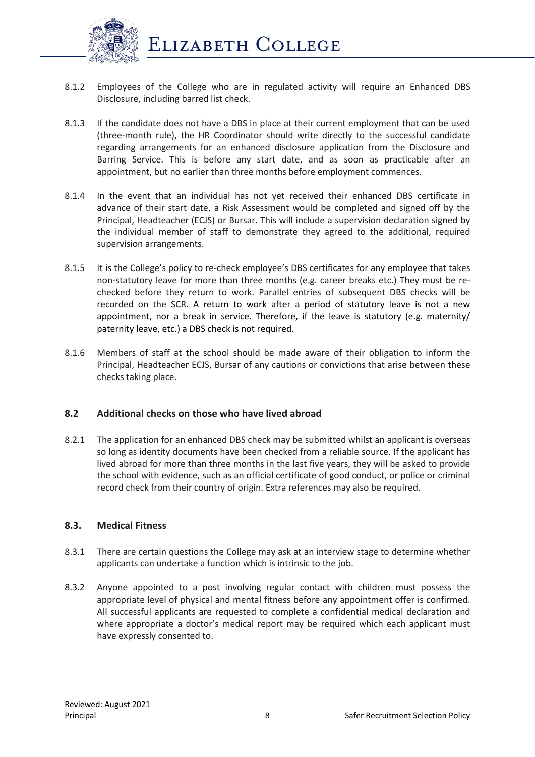8.1.2 Employees of the College who are in regulated activity will require an Enhanced DBS Disclosure, including barred list check.

8.1.3 If the candidate does not have a DBS in place at their current employment that can be used (three-month rule), the HR Coordinator should write directly to the successful candidate regarding arrangements for an enhanced disclosure application from the Disclosure and Barring Service. This is before any start date, and as soon as practicable after an appointment, but no earlier than three months before employment commences.

8.1.4 In the event that an individual has not yet received their enhanced DBS certificate in advance of their start date, a Risk Assessment would be completed and signed off by the Principal, Headteacher (ECJS) or Bursar. This will include a supervision declaration signed by the individual member of staff to demonstrate they agreed to the additional, required supervision arrangements.

8.1.5 It is the College's policy to re-check employee's DBS certificates for any employee that takes non-statutory leave for more than three months (e.g. career breaks etc.) They must be re-checked before they return to work. Parallel entries of subsequent DBS checks will be recorded on the SCR. A return to work after a period of statutory leave is not a new appointment, nor a break in service. Therefore, if the leave is statutory (e.g. maternity/ paternity leave, etc.) a DBS check is not required.

8.1.6 Members of staff at the school should be made aware of their obligation to inform the Principal, Headteacher ECJS, Bursar of any cautions or convictions that arise between these checks taking place.

### 8.2 Additional checks on those who have lived abroad

8.2.1 The application for an enhanced DBS check may be submitted whilst an applicant is overseas so long as identity documents have been checked from a reliable source. If the applicant has lived abroad for more than three months in the last five years, they will be asked to provide the school with evidence, such as an official certificate of good conduct, or police or criminal record check from their country of origin. Extra references may also be required.

### 8.3. Medical Fitness

8.3.1 There are certain questions the College may ask at an interview stage to determine whether applicants can undertake a function which is intrinsic to the job.

8.3.2 Anyone appointed to a post involving regular contact with children must possess the appropriate level of physical and mental fitness before any appointment offer is confirmed. All successful applicants are requested to complete a confidential medical declaration and where appropriate a doctor's medical report may be required which each applicant must have expressly consented to.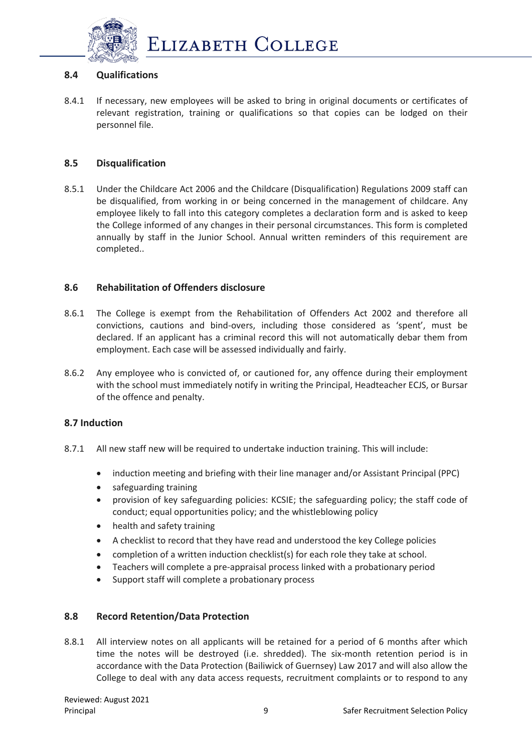### 8.4 Qualifications

8.4.1 If necessary, new employees will be asked to bring in original documents or certificates of relevant registration, training or qualifications so that copies can be lodged on their personnel file.

### 8.5 Disqualification

8.5.1 Under the Childcare Act 2006 and the Childcare (Disqualification) Regulations 2009 staff can be disqualified, from working in or being concerned in the management of childcare. Any employee likely to fall into this category completes a declaration form and is asked to keep the College informed of any changes in their personal circumstances. This form is completed annually by staff in the Junior School. Annual written reminders of this requirement are completed..

### 8.6 Rehabilitation of Offenders disclosure

8.6.1 The College is exempt from the Rehabilitation of Offenders Act 2002 and therefore all convictions, cautions and bind-overs, including those considered as 'spent', must be declared. If an applicant has a criminal record this will not automatically debar them from employment. Each case will be assessed individually and fairly.

8.6.2 Any employee who is convicted of, or cautioned for, any offence during their employment with the school must immediately notify in writing the Principal, Headteacher ECJS, or Bursar of the offence and penalty.

### 8.7 Induction

8.7.1 All new staff new will be required to undertake induction training. This will include:

- induction meeting and briefing with their line manager and/or Assistant Principal (PPC)
- safeguarding training
- provision of key safeguarding policies: KCSIE; the safeguarding policy; the staff code of conduct; equal opportunities policy; and the whistleblowing policy
- health and safety training
- A checklist to record that they have read and understood the key College policies
- completion of a written induction checklist(s) for each role they take at school.
- Teachers will complete a pre-appraisal process linked with a probationary period
- Support staff will complete a probationary process

### 8.8 Record Retention/Data Protection

8.8.1 All interview notes on all applicants will be retained for a period of 6 months after which time the notes will be destroyed (i.e. shredded). The six-month retention period is in accordance with the Data Protection (Bailiwick of Guernsey) Law 2017 and will also allow the College to deal with any data access requests, recruitment complaints or to respond to any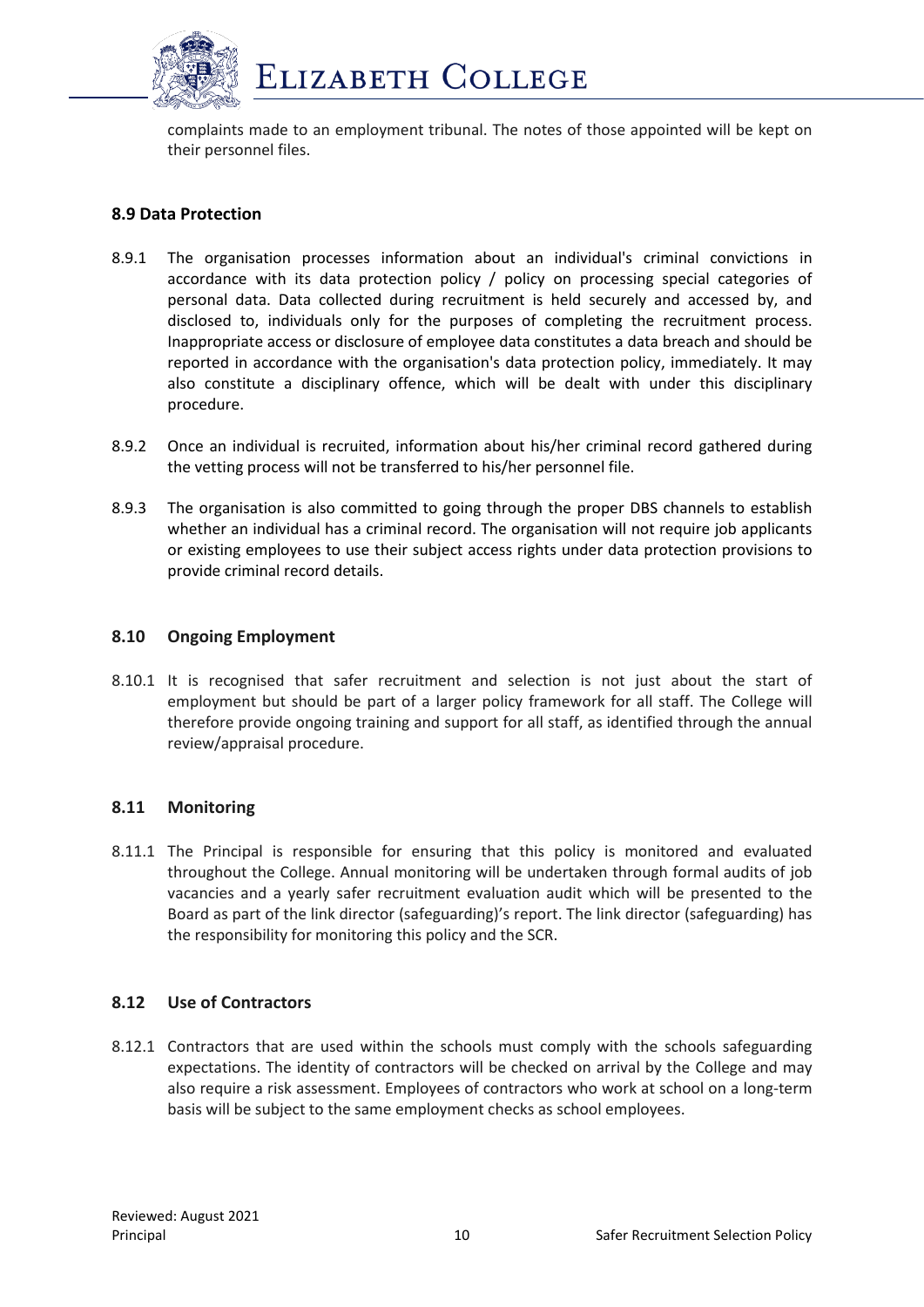complaints made to an employment tribunal. The notes of those appointed will be kept on their personnel files.

### 8.9 Data Protection

8.9.1 The organisation processes information about an individual's criminal convictions in accordance with its data protection policy / policy on processing special categories of personal data. Data collected during recruitment is held securely and accessed by, and disclosed to, individuals only for the purposes of completing the recruitment process. Inappropriate access or disclosure of employee data constitutes a data breach and should be reported in accordance with the organisation's data protection policy, immediately. It may also constitute a disciplinary offence, which will be dealt with under this disciplinary procedure.

8.9.2 Once an individual is recruited, information about his/her criminal record gathered during the vetting process will not be transferred to his/her personnel file.

8.9.3 The organisation is also committed to going through the proper DBS channels to establish whether an individual has a criminal record. The organisation will not require job applicants or existing employees to use their subject access rights under data protection provisions to provide criminal record details.

### 8.10 Ongoing Employment

8.10.1 It is recognised that safer recruitment and selection is not just about the start of employment but should be part of a larger policy framework for all staff. The College will therefore provide ongoing training and support for all staff, as identified through the annual review/appraisal procedure.

### 8.11 Monitoring

8.11.1 The Principal is responsible for ensuring that this policy is monitored and evaluated throughout the College. Annual monitoring will be undertaken through formal audits of job vacancies and a yearly safer recruitment evaluation audit which will be presented to the Board as part of the link director (safeguarding)'s report. The link director (safeguarding) has the responsibility for monitoring this policy and the SCR.

### 8.12 Use of Contractors

8.12.1 Contractors that are used within the schools must comply with the schools safeguarding expectations. The identity of contractors will be checked on arrival by the College and may also require a risk assessment. Employees of contractors who work at school on a long-term basis will be subject to the same employment checks as school employees.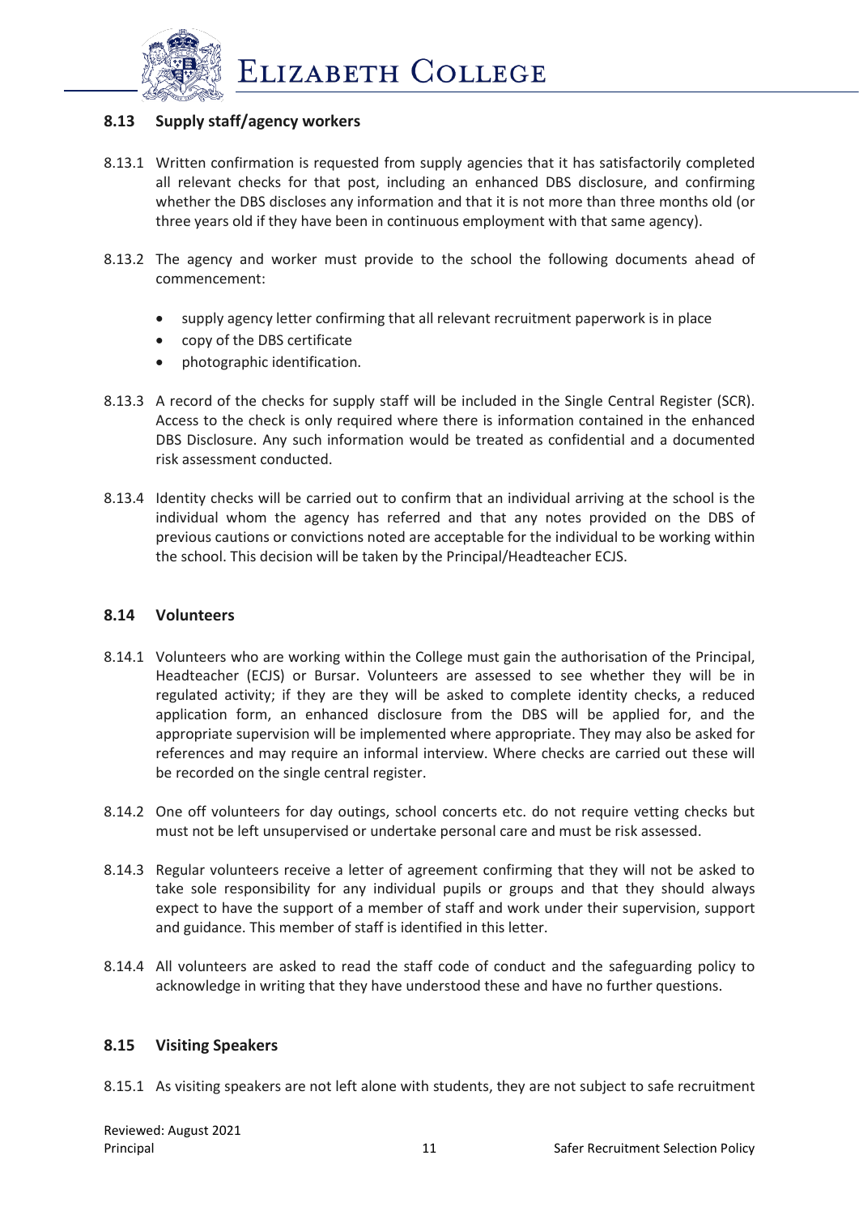## 8.13 Supply staff/agency workers

8.13.1 Written confirmation is requested from supply agencies that it has satisfactorily completed all relevant checks for that post, including an enhanced DBS disclosure, and confirming whether the DBS discloses any information and that it is not more than three months old (or three years old if they have been in continuous employment with that same agency).

8.13.2 The agency and worker must provide to the school the following documents ahead of commencement:

- supply agency letter confirming that all relevant recruitment paperwork is in place
- copy of the DBS certificate
- photographic identification.

8.13.3 A record of the checks for supply staff will be included in the Single Central Register (SCR). Access to the check is only required where there is information contained in the enhanced DBS Disclosure. Any such information would be treated as confidential and a documented risk assessment conducted.

8.13.4 Identity checks will be carried out to confirm that an individual arriving at the school is the individual whom the agency has referred and that any notes provided on the DBS of previous cautions or convictions noted are acceptable for the individual to be working within the school. This decision will be taken by the Principal/Headteacher ECJS.

## 8.14 Volunteers

8.14.1 Volunteers who are working within the College must gain the authorisation of the Principal, Headteacher (ECJS) or Bursar. Volunteers are assessed to see whether they will be in regulated activity; if they are they will be asked to complete identity checks, a reduced application form, an enhanced disclosure from the DBS will be applied for, and the appropriate supervision will be implemented where appropriate. They may also be asked for references and may require an informal interview. Where checks are carried out these will be recorded on the single central register.

8.14.2 One off volunteers for day outings, school concerts etc. do not require vetting checks but must not be left unsupervised or undertake personal care and must be risk assessed.

8.14.3 Regular volunteers receive a letter of agreement confirming that they will not be asked to take sole responsibility for any individual pupils or groups and that they should always expect to have the support of a member of staff and work under their supervision, support and guidance. This member of staff is identified in this letter.

8.14.4 All volunteers are asked to read the staff code of conduct and the safeguarding policy to acknowledge in writing that they have understood these and have no further questions.

## 8.15 Visiting Speakers

8.15.1 As visiting speakers are not left alone with students, they are not subject to safe recruitment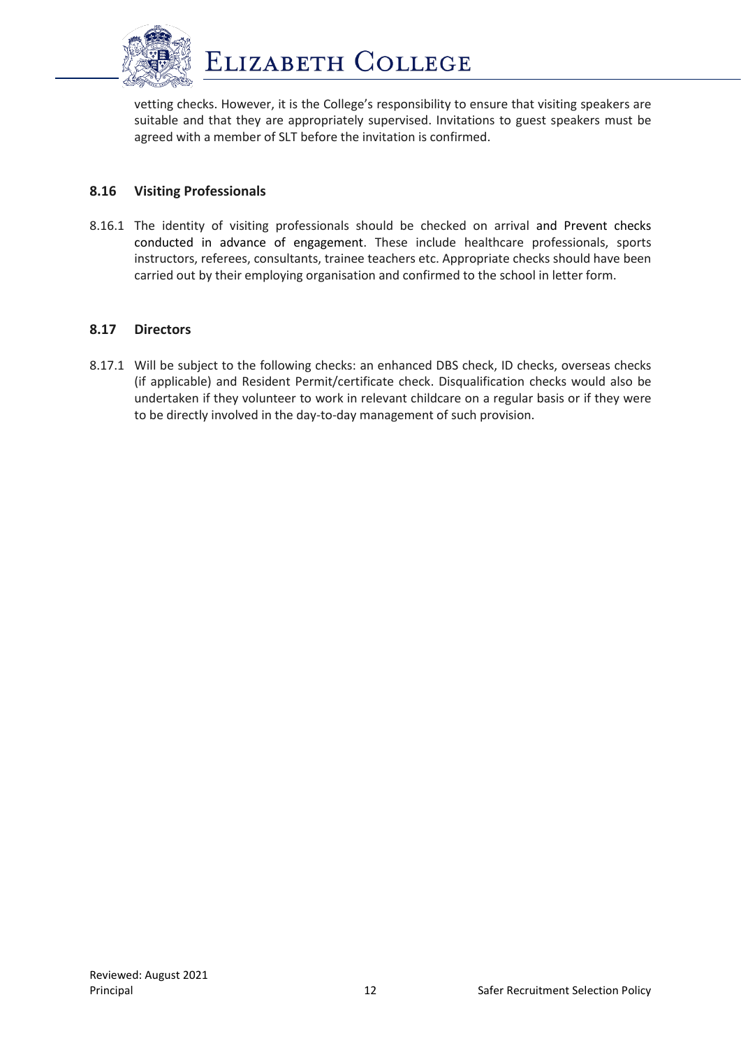vetting checks. However, it is the College's responsibility to ensure that visiting speakers are suitable and that they are appropriately supervised. Invitations to guest speakers must be agreed with a member of SLT before the invitation is confirmed.

### 8.16 Visiting Professionals

8.16.1 The identity of visiting professionals should be checked on arrival and Prevent checks conducted in advance of engagement. These include healthcare professionals, sports instructors, referees, consultants, trainee teachers etc. Appropriate checks should have been carried out by their employing organisation and confirmed to the school in letter form.

### 8.17 Directors

8.17.1 Will be subject to the following checks: an enhanced DBS check, ID checks, overseas checks (if applicable) and Resident Permit/certificate check. Disqualification checks would also be undertaken if they volunteer to work in relevant childcare on a regular basis or if they were to be directly involved in the day-to-day management of such provision.